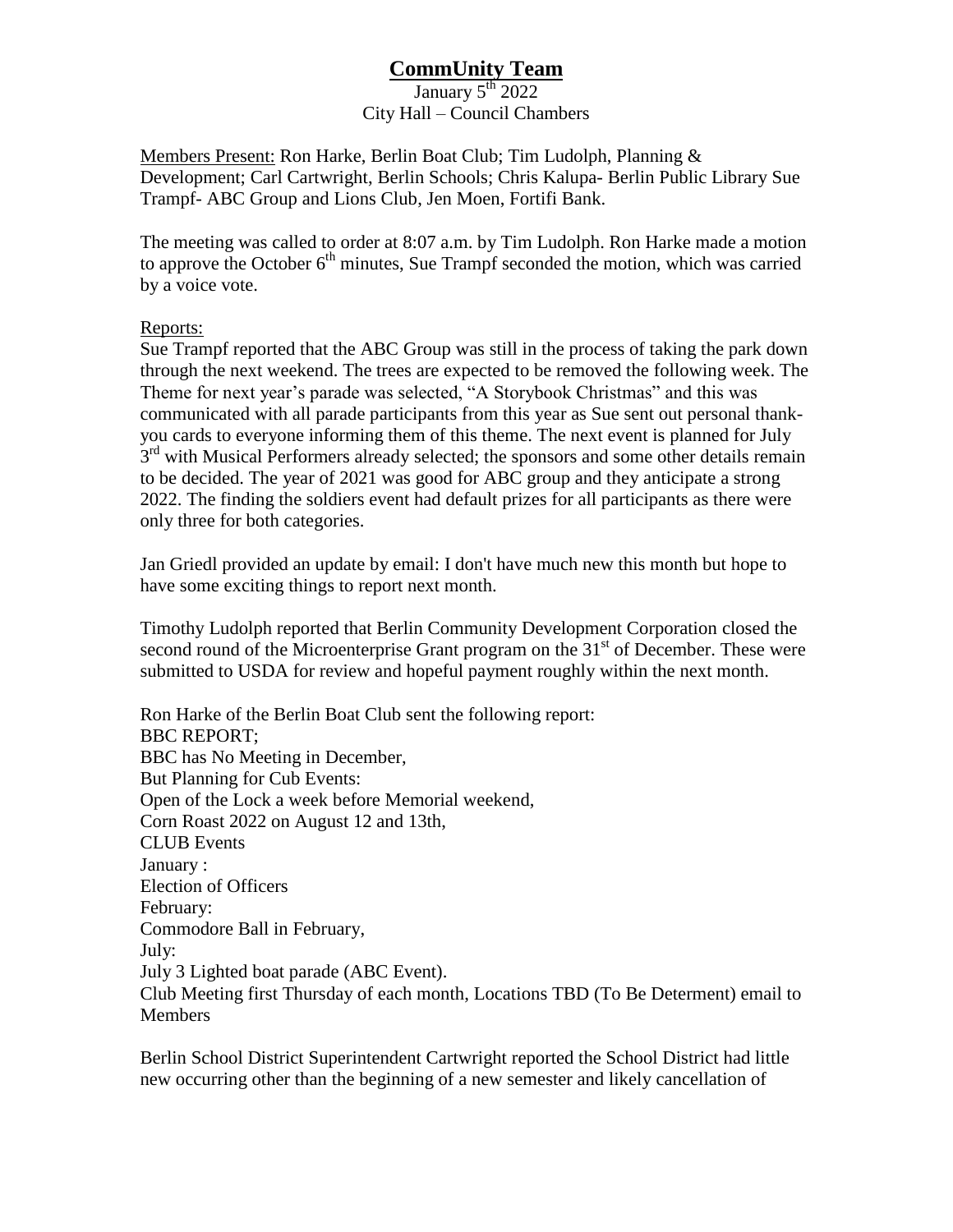# CommUnity Team

January 5th 2022
City Hall – Council Chambers

Members Present: Ron Harke, Berlin Boat Club; Tim Ludolph, Planning & Development; Carl Cartwright, Berlin Schools; Chris Kalupa- Berlin Public Library Sue Trampf- ABC Group and Lions Club, Jen Moen, Fortifi Bank.

The meeting was called to order at 8:07 a.m. by Tim Ludolph. Ron Harke made a motion to approve the October 6th minutes, Sue Trampf seconded the motion, which was carried by a voice vote.

Reports:

Sue Trampf reported that the ABC Group was still in the process of taking the park down through the next weekend. The trees are expected to be removed the following week. The Theme for next year's parade was selected, "A Storybook Christmas" and this was communicated with all parade participants from this year as Sue sent out personal thank-you cards to everyone informing them of this theme. The next event is planned for July 3rd with Musical Performers already selected; the sponsors and some other details remain to be decided. The year of 2021 was good for ABC group and they anticipate a strong 2022. The finding the soldiers event had default prizes for all participants as there were only three for both categories.

Jan Griedl provided an update by email: I don't have much new this month but hope to have some exciting things to report next month.

Timothy Ludolph reported that Berlin Community Development Corporation closed the second round of the Microenterprise Grant program on the 31st of December. These were submitted to USDA for review and hopeful payment roughly within the next month.

Ron Harke of the Berlin Boat Club sent the following report:
BBC REPORT;
BBC has No Meeting in December,
But Planning for Cub Events:
Open of the Lock a week before Memorial weekend,
Corn Roast 2022 on August 12 and 13th,
CLUB Events
January :
Election of Officers
February:
Commodore Ball in February,
July:
July 3 Lighted boat parade (ABC Event).
Club Meeting first Thursday of each month, Locations TBD (To Be Determent) email to Members

Berlin School District Superintendent Cartwright reported the School District had little new occurring other than the beginning of a new semester and likely cancellation of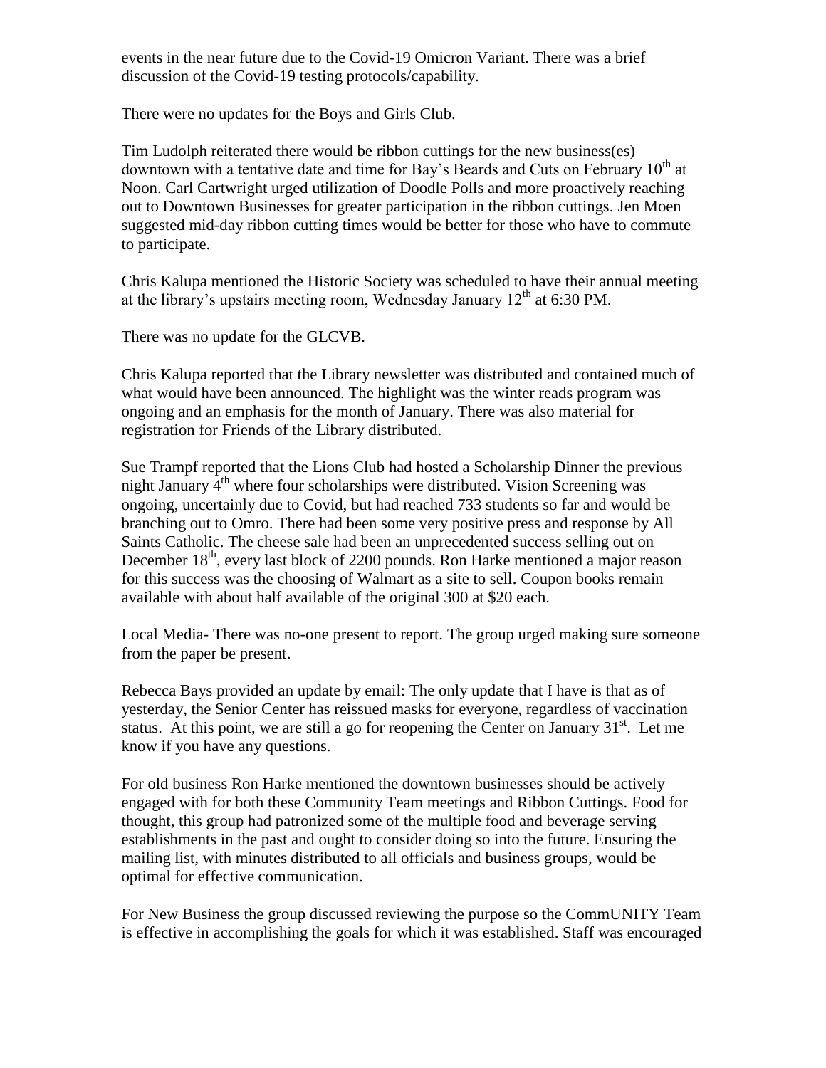events in the near future due to the Covid-19 Omicron Variant. There was a brief discussion of the Covid-19 testing protocols/capability.

There were no updates for the Boys and Girls Club.

Tim Ludolph reiterated there would be ribbon cuttings for the new business(es) downtown with a tentative date and time for Bay's Beards and Cuts on February 10th at Noon. Carl Cartwright urged utilization of Doodle Polls and more proactively reaching out to Downtown Businesses for greater participation in the ribbon cuttings. Jen Moen suggested mid-day ribbon cutting times would be better for those who have to commute to participate.

Chris Kalupa mentioned the Historic Society was scheduled to have their annual meeting at the library's upstairs meeting room, Wednesday January 12th at 6:30 PM.

There was no update for the GLCVB.

Chris Kalupa reported that the Library newsletter was distributed and contained much of what would have been announced. The highlight was the winter reads program was ongoing and an emphasis for the month of January. There was also material for registration for Friends of the Library distributed.

Sue Trampf reported that the Lions Club had hosted a Scholarship Dinner the previous night January 4th where four scholarships were distributed. Vision Screening was ongoing, uncertainly due to Covid, but had reached 733 students so far and would be branching out to Omro. There had been some very positive press and response by All Saints Catholic. The cheese sale had been an unprecedented success selling out on December 18th, every last block of 2200 pounds. Ron Harke mentioned a major reason for this success was the choosing of Walmart as a site to sell. Coupon books remain available with about half available of the original 300 at $20 each.

Local Media- There was no-one present to report. The group urged making sure someone from the paper be present.

Rebecca Bays provided an update by email: The only update that I have is that as of yesterday, the Senior Center has reissued masks for everyone, regardless of vaccination status. At this point, we are still a go for reopening the Center on January 31st. Let me know if you have any questions.

For old business Ron Harke mentioned the downtown businesses should be actively engaged with for both these Community Team meetings and Ribbon Cuttings. Food for thought, this group had patronized some of the multiple food and beverage serving establishments in the past and ought to consider doing so into the future. Ensuring the mailing list, with minutes distributed to all officials and business groups, would be optimal for effective communication.

For New Business the group discussed reviewing the purpose so the CommUNITY Team is effective in accomplishing the goals for which it was established. Staff was encouraged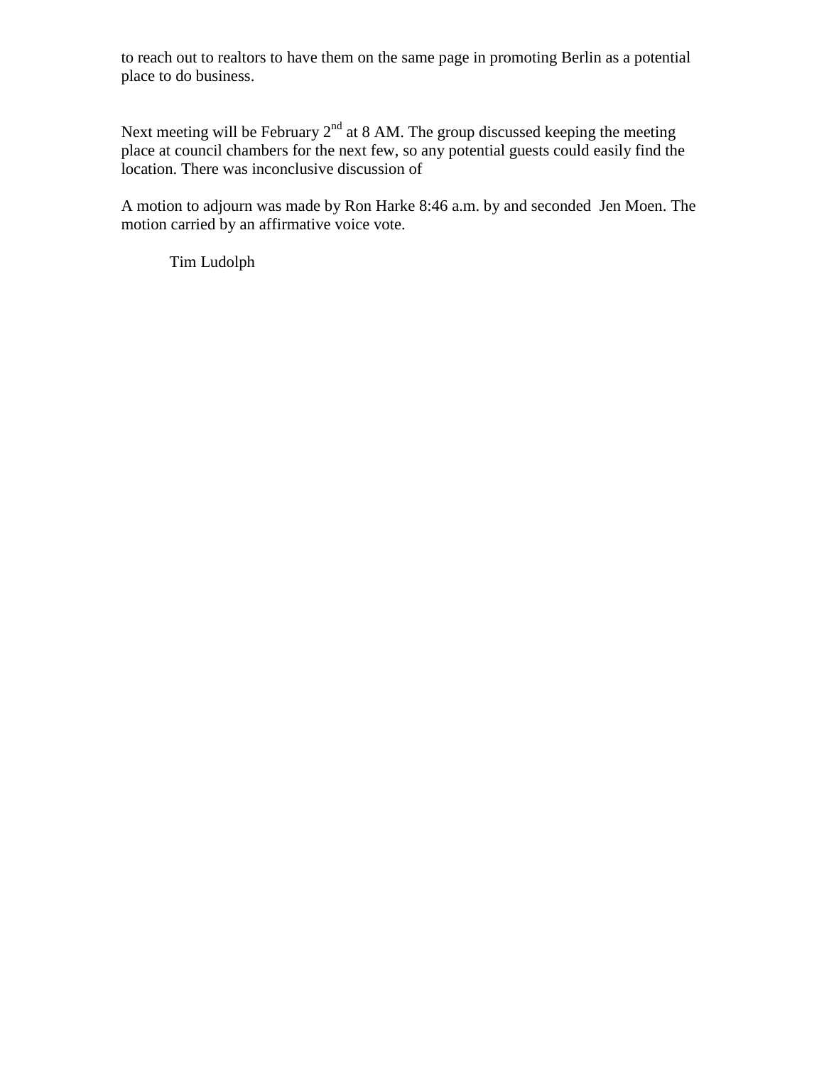to reach out to realtors to have them on the same page in promoting Berlin as a potential place to do business.

Next meeting will be February 2nd at 8 AM. The group discussed keeping the meeting place at council chambers for the next few, so any potential guests could easily find the location. There was inconclusive discussion of

A motion to adjourn was made by Ron Harke 8:46 a.m. by and seconded Jen Moen. The motion carried by an affirmative voice vote.

Tim Ludolph